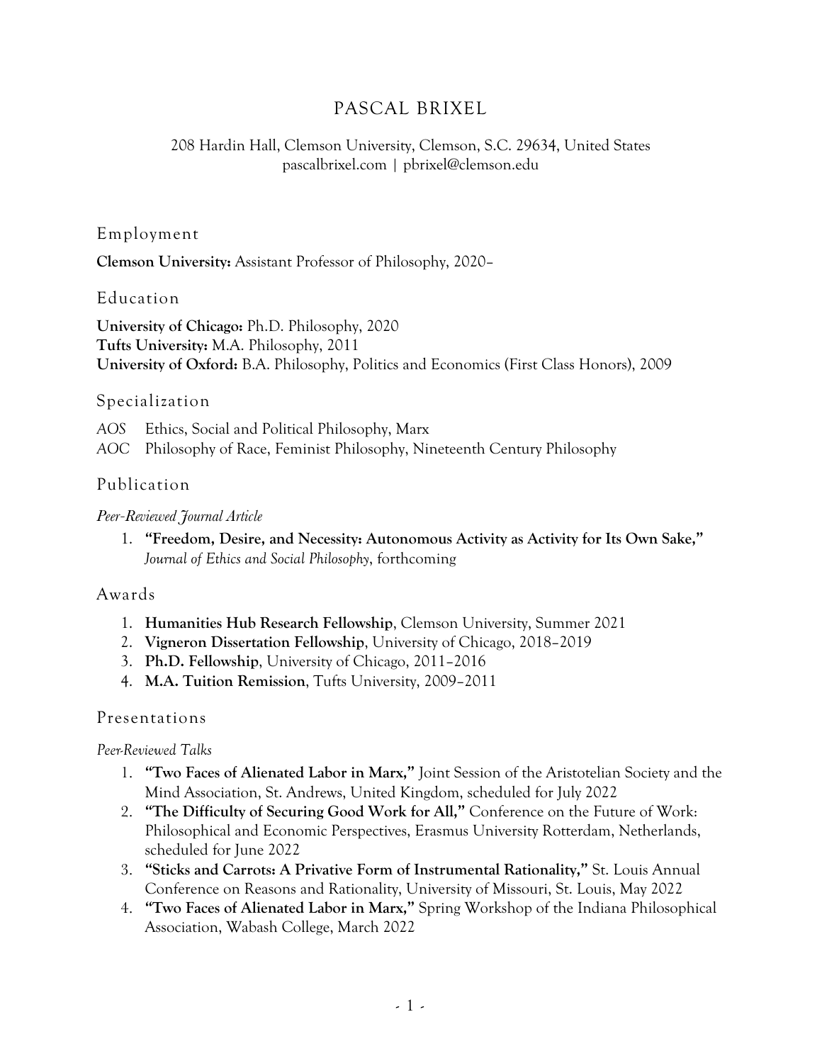# PASCAL BRIXEL

208 Hardin Hall, Clemson University, Clemson, S.C. 29634, United States
pascalbrixel.com | pbrixel@clemson.edu

## Employment

**Clemson University:** Assistant Professor of Philosophy, 2020–

## Education

**University of Chicago:** Ph.D. Philosophy, 2020
**Tufts University:** M.A. Philosophy, 2011
**University of Oxford:** B.A. Philosophy, Politics and Economics (First Class Honors), 2009

## Specialization

*AOS* Ethics, Social and Political Philosophy, Marx
*AOC* Philosophy of Race, Feminist Philosophy, Nineteenth Century Philosophy

## Publication

*Peer-Reviewed Journal Article*

1. **"Freedom, Desire, and Necessity: Autonomous Activity as Activity for Its Own Sake,"** *Journal of Ethics and Social Philosophy*, forthcoming

## Awards

1. **Humanities Hub Research Fellowship**, Clemson University, Summer 2021
2. **Vigneron Dissertation Fellowship**, University of Chicago, 2018–2019
3. **Ph.D. Fellowship**, University of Chicago, 2011–2016
4. **M.A. Tuition Remission**, Tufts University, 2009–2011

## Presentations

*Peer-Reviewed Talks*

1. **"Two Faces of Alienated Labor in Marx,"** Joint Session of the Aristotelian Society and the Mind Association, St. Andrews, United Kingdom, scheduled for July 2022
2. **"The Difficulty of Securing Good Work for All,"** Conference on the Future of Work: Philosophical and Economic Perspectives, Erasmus University Rotterdam, Netherlands, scheduled for June 2022
3. **"Sticks and Carrots: A Privative Form of Instrumental Rationality,"** St. Louis Annual Conference on Reasons and Rationality, University of Missouri, St. Louis, May 2022
4. **"Two Faces of Alienated Labor in Marx,"** Spring Workshop of the Indiana Philosophical Association, Wabash College, March 2022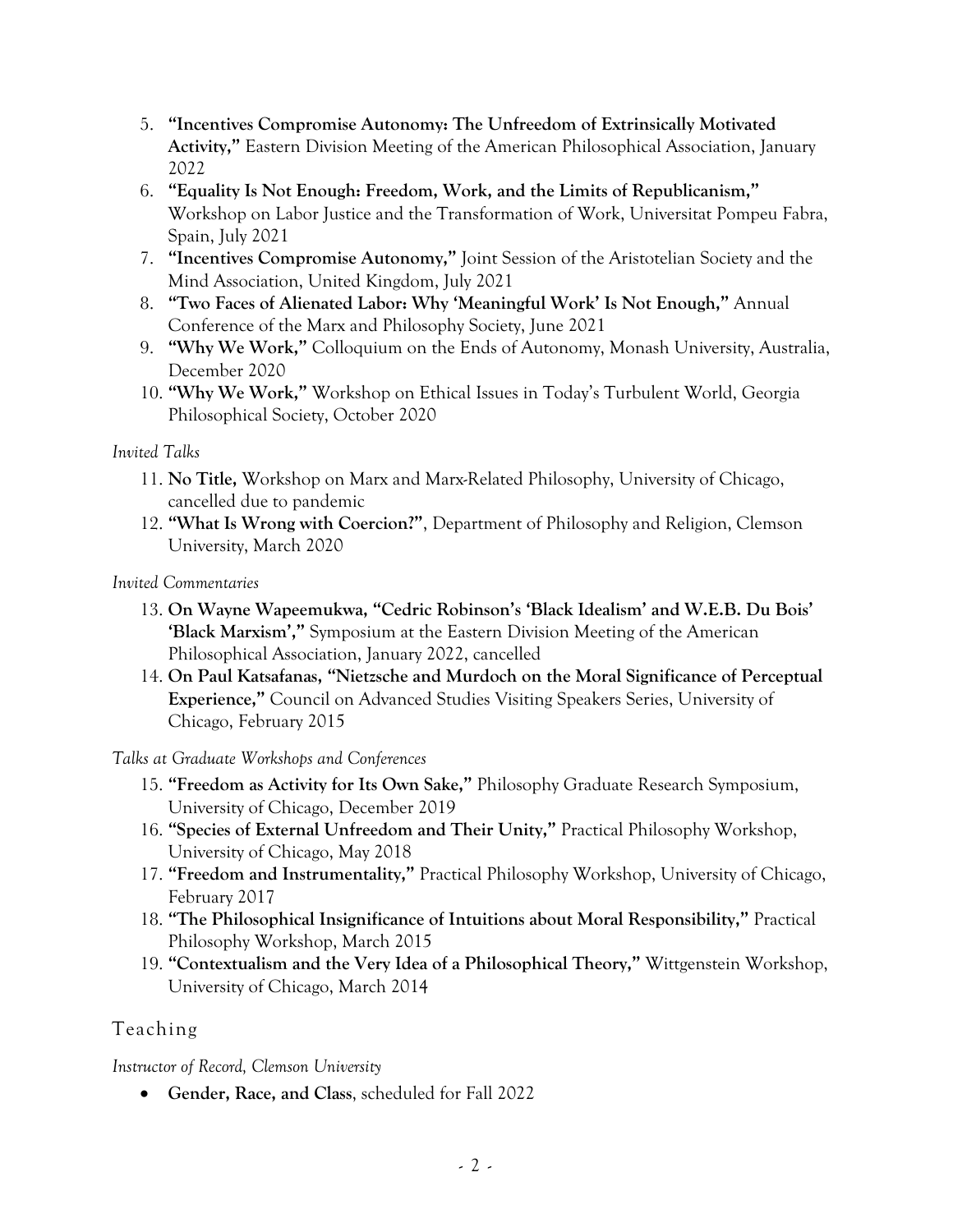5. **"Incentives Compromise Autonomy: The Unfreedom of Extrinsically Motivated Activity,"** Eastern Division Meeting of the American Philosophical Association, January 2022
6. **"Equality Is Not Enough: Freedom, Work, and the Limits of Republicanism,"** Workshop on Labor Justice and the Transformation of Work, Universitat Pompeu Fabra, Spain, July 2021
7. **"Incentives Compromise Autonomy,"** Joint Session of the Aristotelian Society and the Mind Association, United Kingdom, July 2021
8. **"Two Faces of Alienated Labor: Why 'Meaningful Work' Is Not Enough,"** Annual Conference of the Marx and Philosophy Society, June 2021
9. **"Why We Work,"** Colloquium on the Ends of Autonomy, Monash University, Australia, December 2020
10. **"Why We Work,"** Workshop on Ethical Issues in Today's Turbulent World, Georgia Philosophical Society, October 2020

*Invited Talks*

11. **No Title,** Workshop on Marx and Marx-Related Philosophy, University of Chicago, cancelled due to pandemic
12. **"What Is Wrong with Coercion?"**, Department of Philosophy and Religion, Clemson University, March 2020

*Invited Commentaries*

13. **On Wayne Wapeemukwa, "Cedric Robinson's 'Black Idealism' and W.E.B. Du Bois' 'Black Marxism',"** Symposium at the Eastern Division Meeting of the American Philosophical Association, January 2022, cancelled
14. **On Paul Katsafanas, "Nietzsche and Murdoch on the Moral Significance of Perceptual Experience,"** Council on Advanced Studies Visiting Speakers Series, University of Chicago, February 2015

*Talks at Graduate Workshops and Conferences*

15. **"Freedom as Activity for Its Own Sake,"** Philosophy Graduate Research Symposium, University of Chicago, December 2019
16. **"Species of External Unfreedom and Their Unity,"** Practical Philosophy Workshop, University of Chicago, May 2018
17. **"Freedom and Instrumentality,"** Practical Philosophy Workshop, University of Chicago, February 2017
18. **"The Philosophical Insignificance of Intuitions about Moral Responsibility,"** Practical Philosophy Workshop, March 2015
19. **"Contextualism and the Very Idea of a Philosophical Theory,"** Wittgenstein Workshop, University of Chicago, March 2014

## Teaching

*Instructor of Record, Clemson University*

- **Gender, Race, and Class**, scheduled for Fall 2022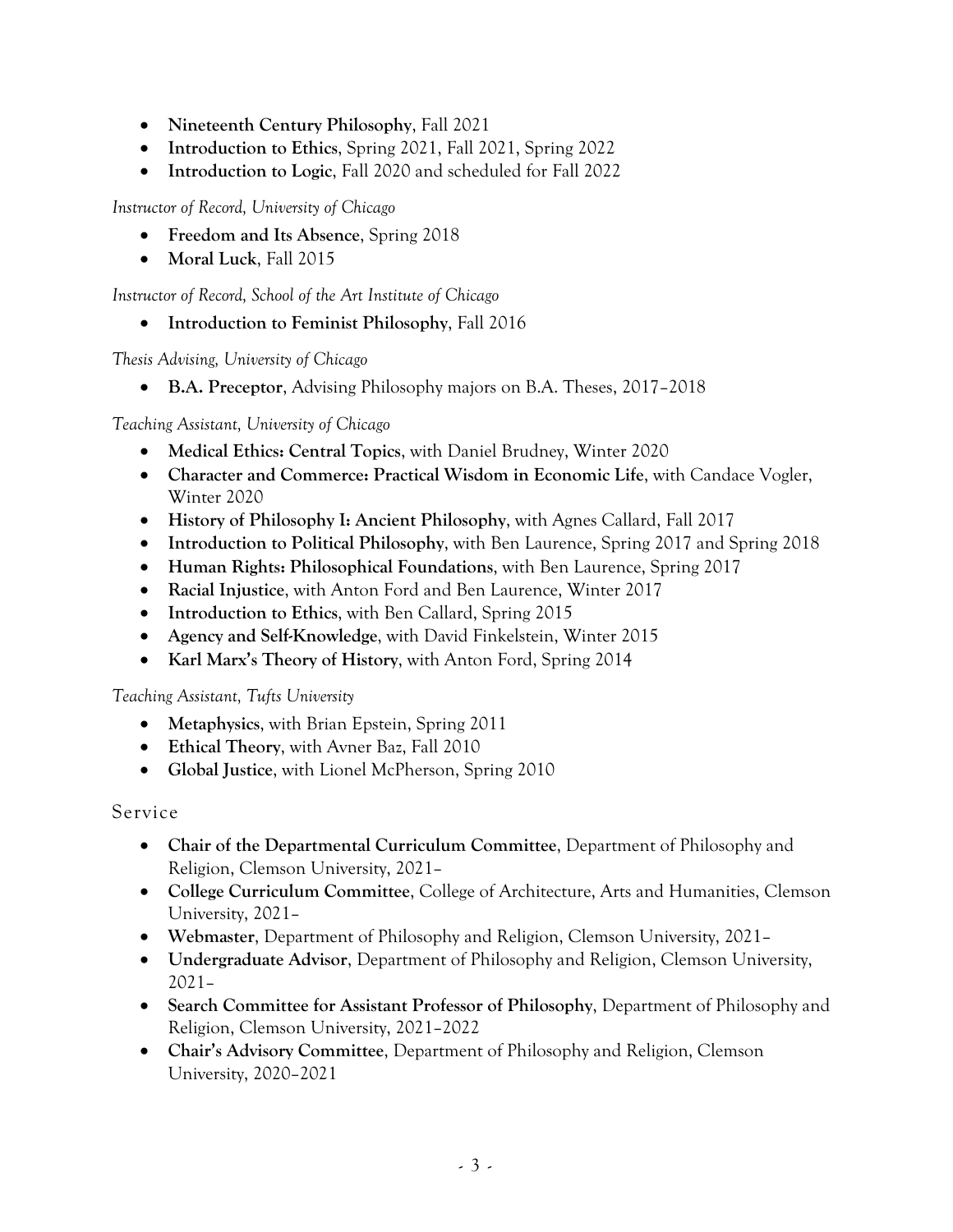- **Nineteenth Century Philosophy**, Fall 2021
- **Introduction to Ethics**, Spring 2021, Fall 2021, Spring 2022
- **Introduction to Logic**, Fall 2020 and scheduled for Fall 2022

*Instructor of Record, University of Chicago*

- **Freedom and Its Absence**, Spring 2018
- **Moral Luck**, Fall 2015

*Instructor of Record, School of the Art Institute of Chicago*

- **Introduction to Feminist Philosophy**, Fall 2016

*Thesis Advising, University of Chicago*

- **B.A. Preceptor**, Advising Philosophy majors on B.A. Theses, 2017–2018

*Teaching Assistant, University of Chicago*

- **Medical Ethics: Central Topics**, with Daniel Brudney, Winter 2020
- **Character and Commerce: Practical Wisdom in Economic Life**, with Candace Vogler, Winter 2020
- **History of Philosophy I: Ancient Philosophy**, with Agnes Callard, Fall 2017
- **Introduction to Political Philosophy**, with Ben Laurence, Spring 2017 and Spring 2018
- **Human Rights: Philosophical Foundations**, with Ben Laurence, Spring 2017
- **Racial Injustice**, with Anton Ford and Ben Laurence, Winter 2017
- **Introduction to Ethics**, with Ben Callard, Spring 2015
- **Agency and Self-Knowledge**, with David Finkelstein, Winter 2015
- **Karl Marx's Theory of History**, with Anton Ford, Spring 2014

*Teaching Assistant, Tufts University*

- **Metaphysics**, with Brian Epstein, Spring 2011
- **Ethical Theory**, with Avner Baz, Fall 2010
- **Global Justice**, with Lionel McPherson, Spring 2010

## Service

- **Chair of the Departmental Curriculum Committee**, Department of Philosophy and Religion, Clemson University, 2021–
- **College Curriculum Committee**, College of Architecture, Arts and Humanities, Clemson University, 2021–
- **Webmaster**, Department of Philosophy and Religion, Clemson University, 2021–
- **Undergraduate Advisor**, Department of Philosophy and Religion, Clemson University, 2021–
- **Search Committee for Assistant Professor of Philosophy**, Department of Philosophy and Religion, Clemson University, 2021–2022
- **Chair's Advisory Committee**, Department of Philosophy and Religion, Clemson University, 2020–2021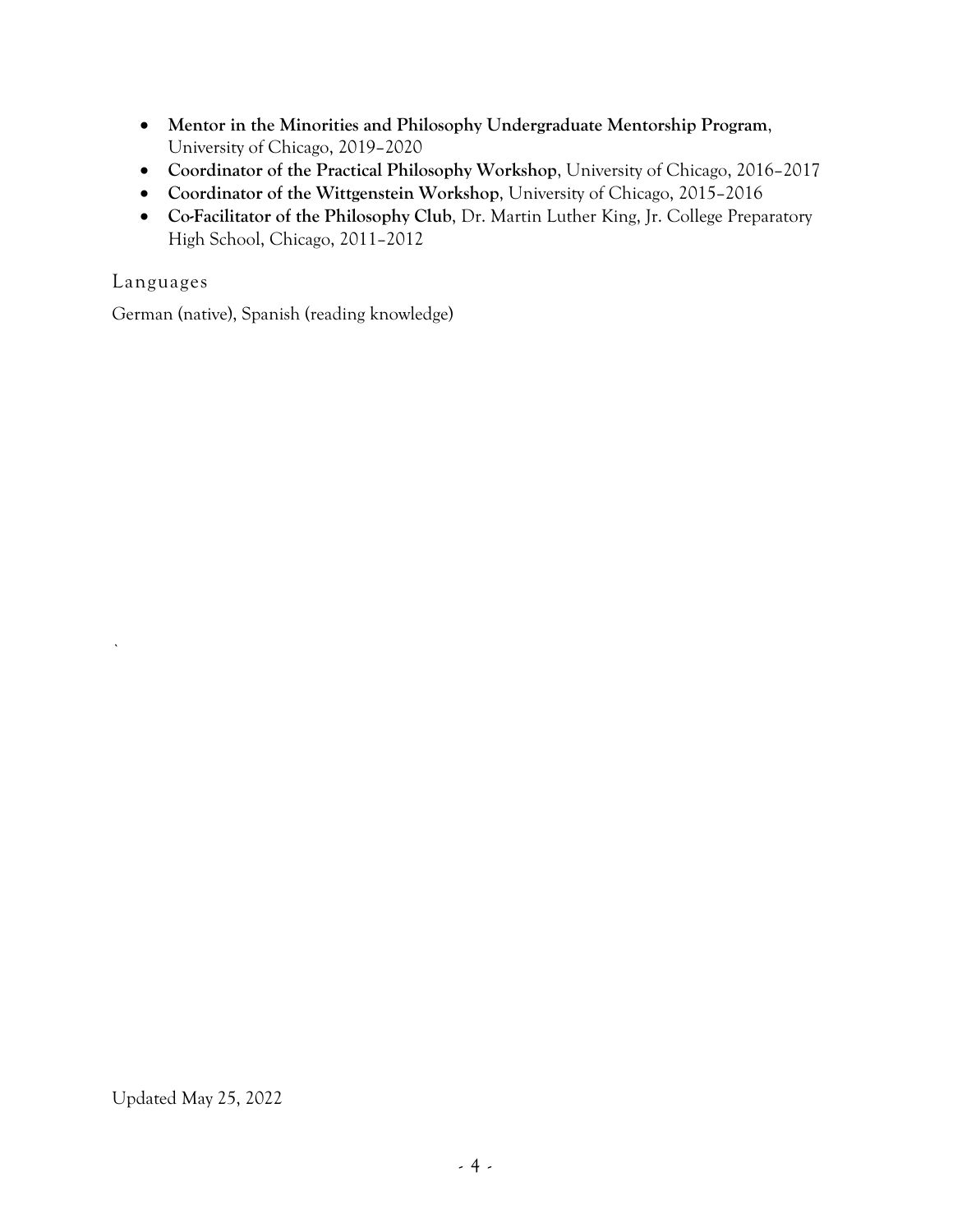- **Mentor in the Minorities and Philosophy Undergraduate Mentorship Program**, University of Chicago, 2019–2020
- **Coordinator of the Practical Philosophy Workshop**, University of Chicago, 2016–2017
- **Coordinator of the Wittgenstein Workshop**, University of Chicago, 2015–2016
- **Co-Facilitator of the Philosophy Club**, Dr. Martin Luther King, Jr. College Preparatory High School, Chicago, 2011–2012

## Languages

German (native), Spanish (reading knowledge)

Updated May 25, 2022